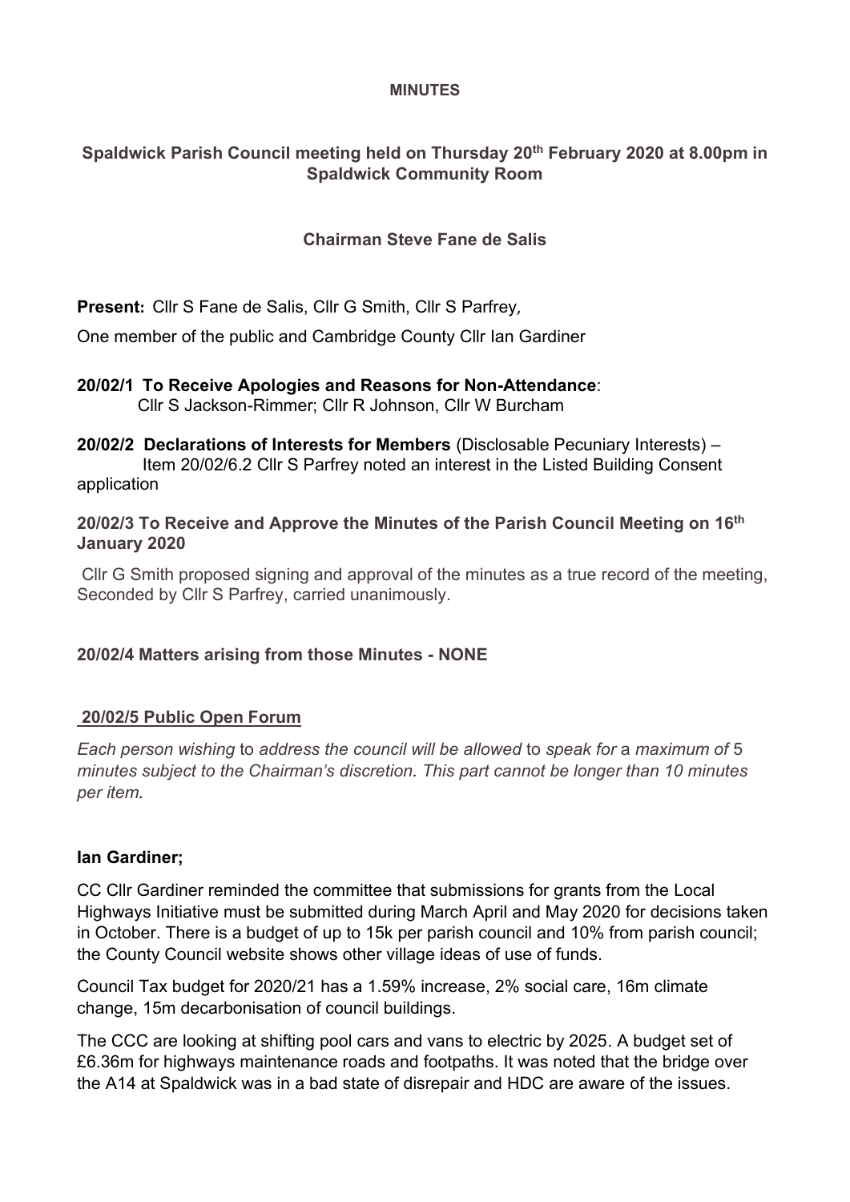**MINUTES**

**Spaldwick Parish Council meeting held on Thursday 20th February 2020 at 8.00pm in Spaldwick Community Room**

**Chairman Steve Fane de Salis**

**Present:** Cllr S Fane de Salis, Cllr G Smith, Cllr S Parfrey,

One member of the public and Cambridge County Cllr Ian Gardiner

**20/02/1 To Receive Apologies and Reasons for Non-Attendance**:
Cllr S Jackson-Rimmer; Cllr R Johnson, Cllr W Burcham

**20/02/2 Declarations of Interests for Members** (Disclosable Pecuniary Interests) –
Item 20/02/6.2 Cllr S Parfrey noted an interest in the Listed Building Consent application

**20/02/3 To Receive and Approve the Minutes of the Parish Council Meeting on 16th January 2020**

Cllr G Smith proposed signing and approval of the minutes as a true record of the meeting, Seconded by Cllr S Parfrey, carried unanimously.

**20/02/4 Matters arising from those Minutes - NONE**

**20/02/5 Public Open Forum**

*Each person wishing to address the council will be allowed to speak for a maximum of 5 minutes subject to the Chairman's discretion. This part cannot be longer than 10 minutes per item.*

**Ian Gardiner;**

CC Cllr Gardiner reminded the committee that submissions for grants from the Local Highways Initiative must be submitted during March April and May 2020 for decisions taken in October. There is a budget of up to 15k per parish council and 10% from parish council; the County Council website shows other village ideas of use of funds.

Council Tax budget for 2020/21 has a 1.59% increase, 2% social care, 16m climate change, 15m decarbonisation of council buildings.

The CCC are looking at shifting pool cars and vans to electric by 2025. A budget set of £6.36m for highways maintenance roads and footpaths. It was noted that the bridge over the A14 at Spaldwick was in a bad state of disrepair and HDC are aware of the issues.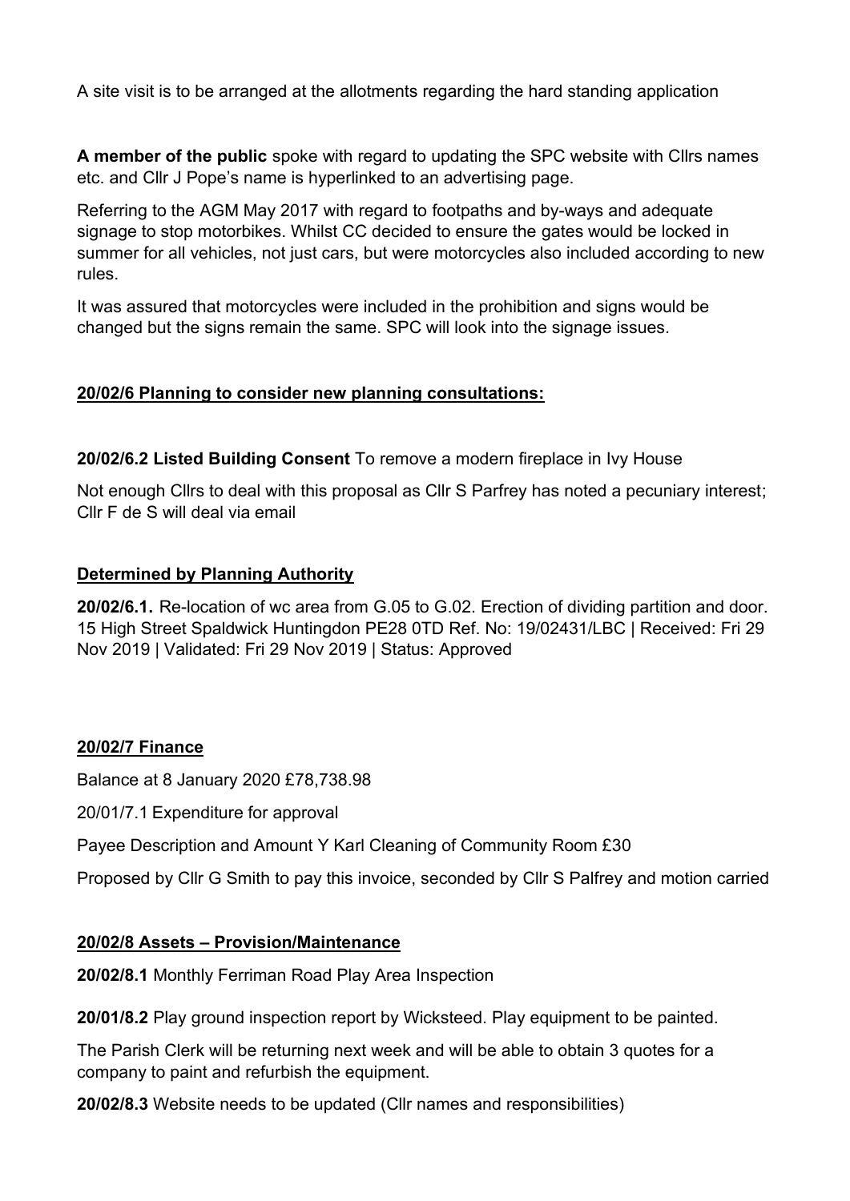A site visit is to be arranged at the allotments regarding the hard standing application

**A member of the public** spoke with regard to updating the SPC website with Cllrs names etc. and Cllr J Pope's name is hyperlinked to an advertising page.

Referring to the AGM May 2017 with regard to footpaths and by-ways and adequate signage to stop motorbikes. Whilst CC decided to ensure the gates would be locked in summer for all vehicles, not just cars, but were motorcycles also included according to new rules.

It was assured that motorcycles were included in the prohibition and signs would be changed but the signs remain the same. SPC will look into the signage issues.

**<u>20/02/6 Planning to consider new planning consultations:</u>**

**20/02/6.2 Listed Building Consent** To remove a modern fireplace in Ivy House

Not enough Cllrs to deal with this proposal as Cllr S Parfrey has noted a pecuniary interest; Cllr F de S will deal via email

**<u>Determined by Planning Authority</u>**

**20/02/6.1.** Re-location of wc area from G.05 to G.02. Erection of dividing partition and door. 15 High Street Spaldwick Huntingdon PE28 0TD Ref. No: 19/02431/LBC | Received: Fri 29 Nov 2019 | Validated: Fri 29 Nov 2019 | Status: Approved

**<u>20/02/7 Finance</u>**

Balance at 8 January 2020 £78,738.98

20/01/7.1 Expenditure for approval

Payee Description and Amount Y Karl Cleaning of Community Room £30

Proposed by Cllr G Smith to pay this invoice, seconded by Cllr S Palfrey and motion carried

**<u>20/02/8 Assets – Provision/Maintenance</u>**

**20/02/8.1** Monthly Ferriman Road Play Area Inspection

**20/01/8.2** Play ground inspection report by Wicksteed. Play equipment to be painted.

The Parish Clerk will be returning next week and will be able to obtain 3 quotes for a company to paint and refurbish the equipment.

**20/02/8.3** Website needs to be updated (Cllr names and responsibilities)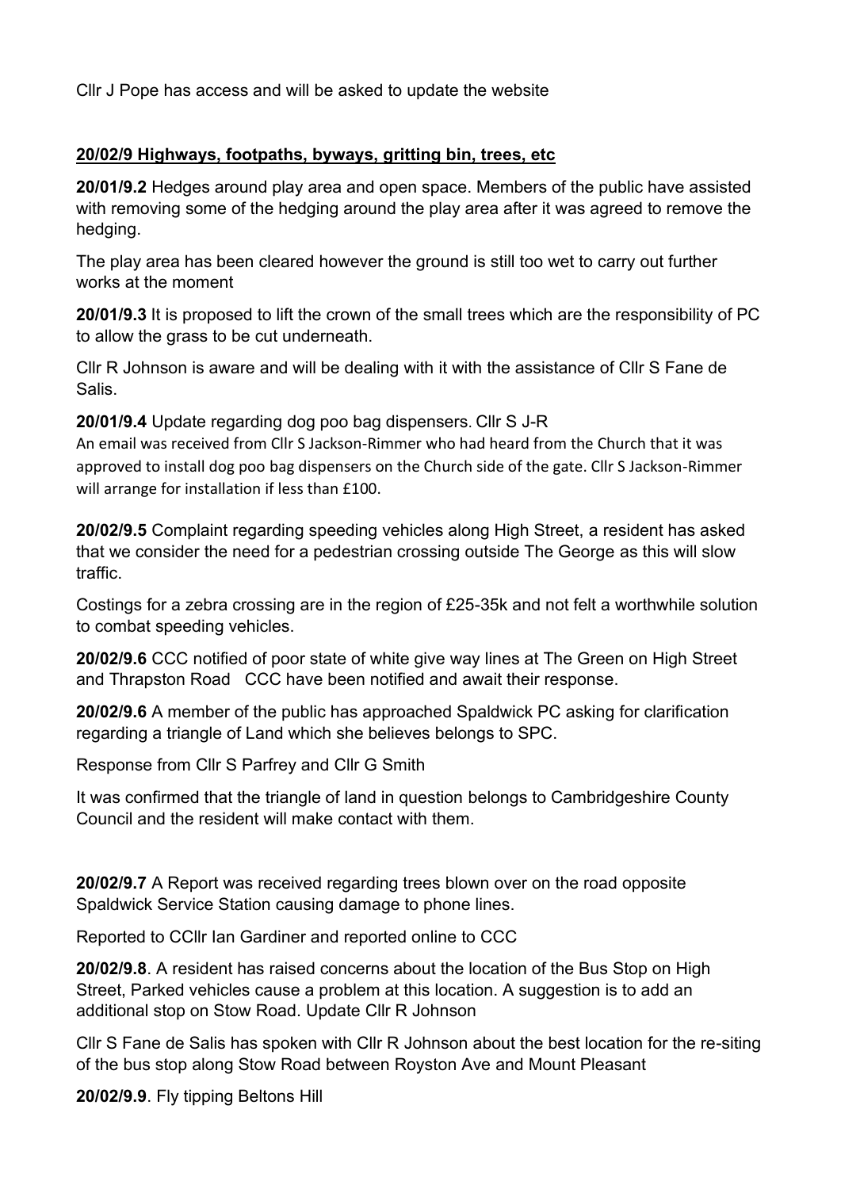Cllr J Pope has access and will be asked to update the website

## 20/02/9 Highways, footpaths, byways, gritting bin, trees, etc

**20/01/9.2** Hedges around play area and open space. Members of the public have assisted with removing some of the hedging around the play area after it was agreed to remove the hedging.

The play area has been cleared however the ground is still too wet to carry out further works at the moment

**20/01/9.3** It is proposed to lift the crown of the small trees which are the responsibility of PC to allow the grass to be cut underneath.

Cllr R Johnson is aware and will be dealing with it with the assistance of Cllr S Fane de Salis.

**20/01/9.4** Update regarding dog poo bag dispensers. Cllr S J-R

An email was received from Cllr S Jackson-Rimmer who had heard from the Church that it was approved to install dog poo bag dispensers on the Church side of the gate. Cllr S Jackson-Rimmer will arrange for installation if less than £100.

**20/02/9.5** Complaint regarding speeding vehicles along High Street, a resident has asked that we consider the need for a pedestrian crossing outside The George as this will slow traffic.

Costings for a zebra crossing are in the region of £25-35k and not felt a worthwhile solution to combat speeding vehicles.

**20/02/9.6** CCC notified of poor state of white give way lines at The Green on High Street and Thrapston Road   CCC have been notified and await their response.

**20/02/9.6** A member of the public has approached Spaldwick PC asking for clarification regarding a triangle of Land which she believes belongs to SPC.

Response from Cllr S Parfrey and Cllr G Smith

It was confirmed that the triangle of land in question belongs to Cambridgeshire County Council and the resident will make contact with them.

**20/02/9.7** A Report was received regarding trees blown over on the road opposite Spaldwick Service Station causing damage to phone lines.

Reported to CCllr Ian Gardiner and reported online to CCC

**20/02/9.8**. A resident has raised concerns about the location of the Bus Stop on High Street, Parked vehicles cause a problem at this location. A suggestion is to add an additional stop on Stow Road. Update Cllr R Johnson

Cllr S Fane de Salis has spoken with Cllr R Johnson about the best location for the re-siting of the bus stop along Stow Road between Royston Ave and Mount Pleasant

**20/02/9.9**. Fly tipping Beltons Hill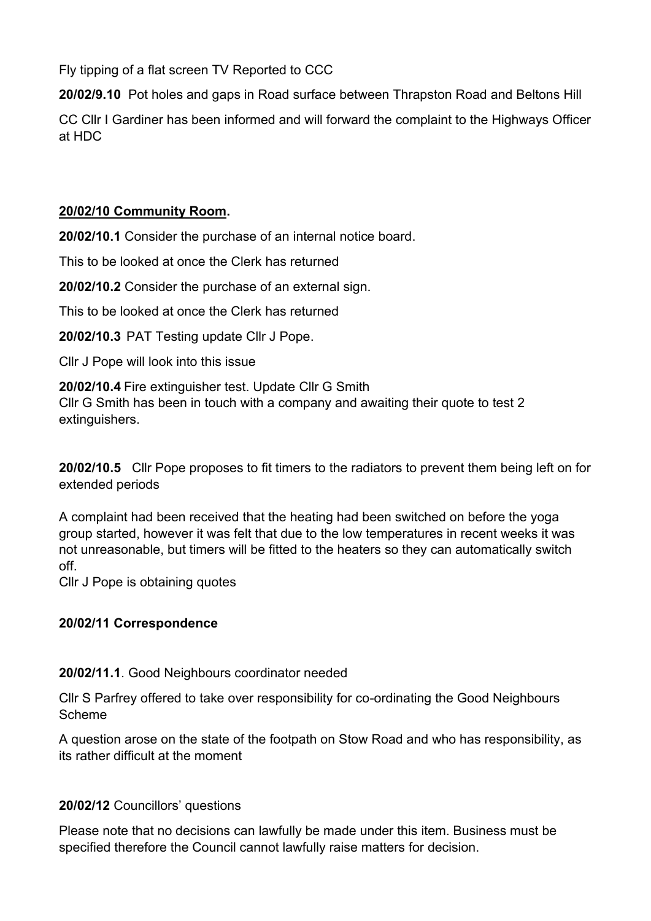Fly tipping of a flat screen TV Reported to CCC

**20/02/9.10** Pot holes and gaps in Road surface between Thrapston Road and Beltons Hill

CC Cllr I Gardiner has been informed and will forward the complaint to the Highways Officer at HDC

## **20/02/10 Community Room.**

**20/02/10.1** Consider the purchase of an internal notice board.

This to be looked at once the Clerk has returned

**20/02/10.2** Consider the purchase of an external sign.

This to be looked at once the Clerk has returned

**20/02/10.3** PAT Testing update Cllr J Pope.

Cllr J Pope will look into this issue

**20/02/10.4** Fire extinguisher test. Update Cllr G Smith
Cllr G Smith has been in touch with a company and awaiting their quote to test 2 extinguishers.

**20/02/10.5** Cllr Pope proposes to fit timers to the radiators to prevent them being left on for extended periods

A complaint had been received that the heating had been switched on before the yoga group started, however it was felt that due to the low temperatures in recent weeks it was not unreasonable, but timers will be fitted to the heaters so they can automatically switch off.
Cllr J Pope is obtaining quotes

## **20/02/11 Correspondence**

**20/02/11.1**. Good Neighbours coordinator needed

Cllr S Parfrey offered to take over responsibility for co-ordinating the Good Neighbours Scheme

A question arose on the state of the footpath on Stow Road and who has responsibility, as its rather difficult at the moment

**20/02/12** Councillors' questions

Please note that no decisions can lawfully be made under this item. Business must be specified therefore the Council cannot lawfully raise matters for decision.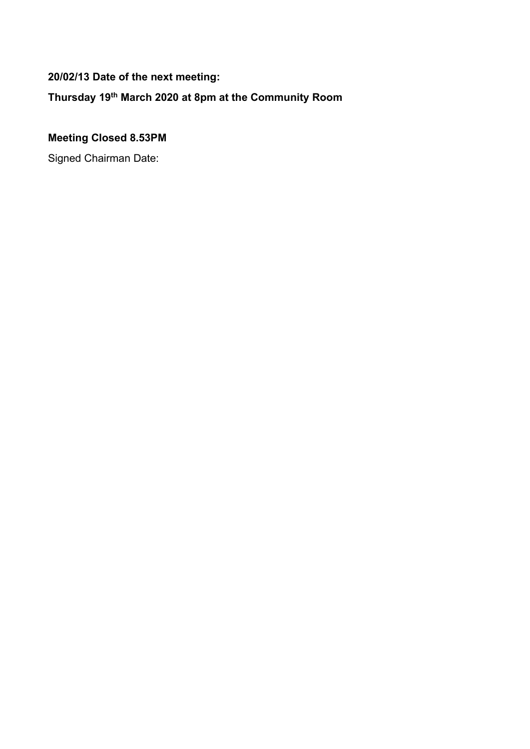**20/02/13 Date of the next meeting:**

**Thursday 19th March 2020 at 8pm at the Community Room**

**Meeting Closed 8.53PM**

Signed Chairman Date: